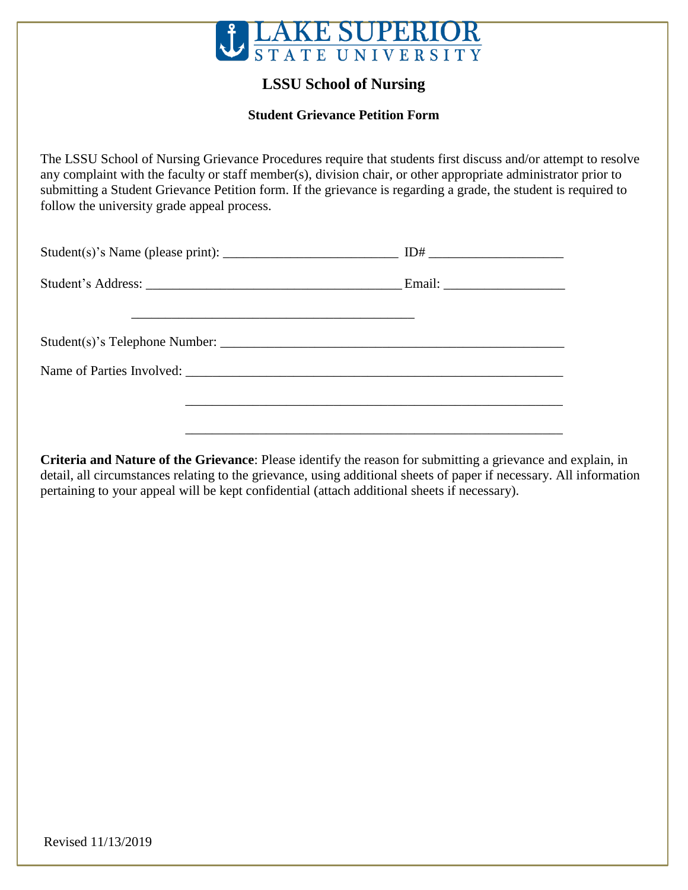LAKE SUPERIOR STATE UNIVERSITY

# LSSU School of Nursing

## Student Grievance Petition Form

The LSSU School of Nursing Grievance Procedures require that students first discuss and/or attempt to resolve any complaint with the faculty or staff member(s), division chair, or other appropriate administrator prior to submitting a Student Grievance Petition form. If the grievance is regarding a grade, the student is required to follow the university grade appeal process.

Student(s)'s Name (please print): __________________________ ID# ____________________

Student's Address: _______________________________________ Email: __________________

_____________________________________________

Student(s)'s Telephone Number: ____________________________________________________

Name of Parties Involved: _________________________________________________________

_________________________________________________________

_________________________________________________________

**Criteria and Nature of the Grievance**: Please identify the reason for submitting a grievance and explain, in detail, all circumstances relating to the grievance, using additional sheets of paper if necessary. All information pertaining to your appeal will be kept confidential (attach additional sheets if necessary).

Revised 11/13/2019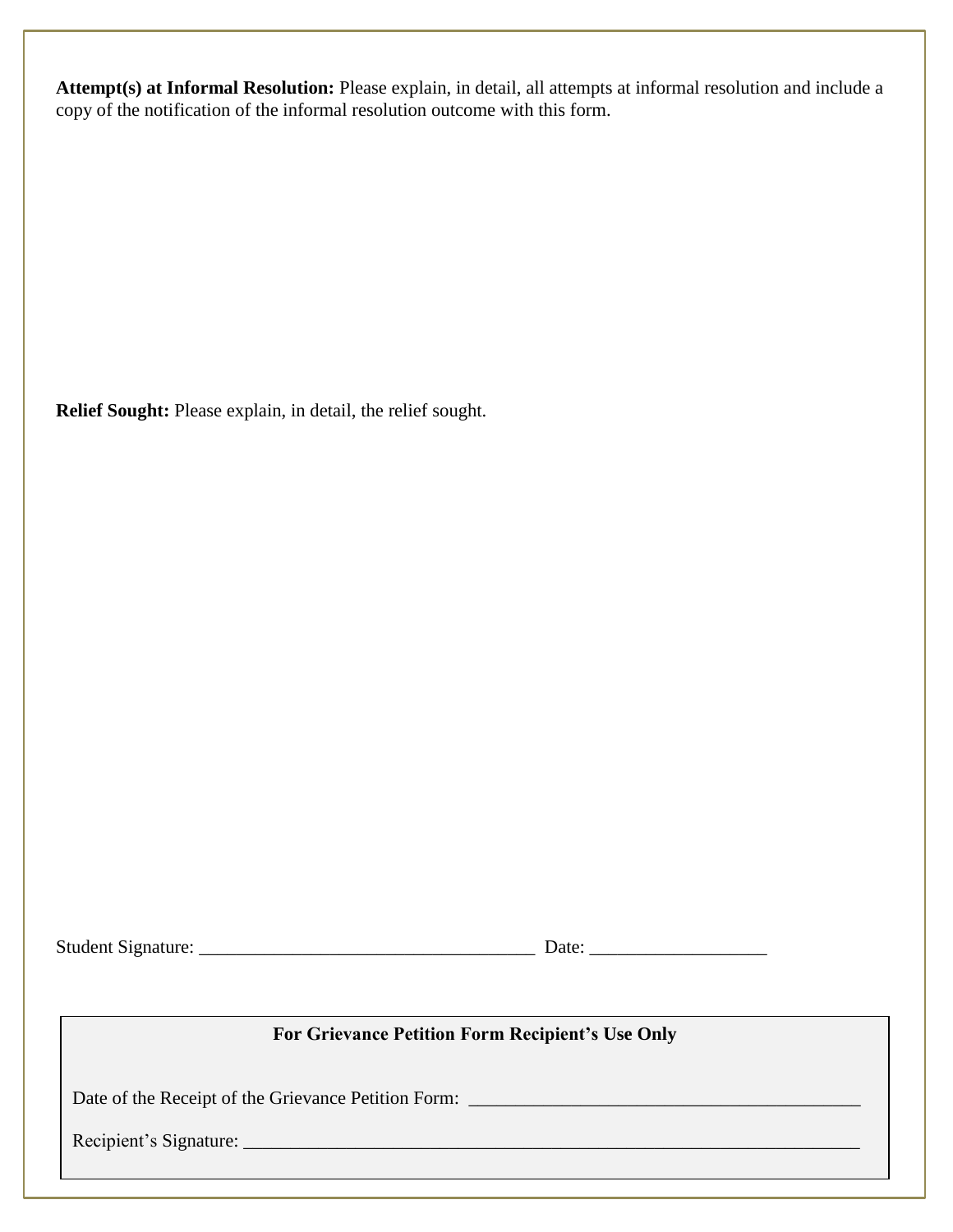**Attempt(s) at Informal Resolution:** Please explain, in detail, all attempts at informal resolution and include a copy of the notification of the informal resolution outcome with this form.

**Relief Sought:** Please explain, in detail, the relief sought.

Student Signature: ____________________________________ Date: ___________________

**For Grievance Petition Form Recipient's Use Only**

Date of the Receipt of the Grievance Petition Form: __________________________________________

Recipient's Signature: ____________________________________________________________________